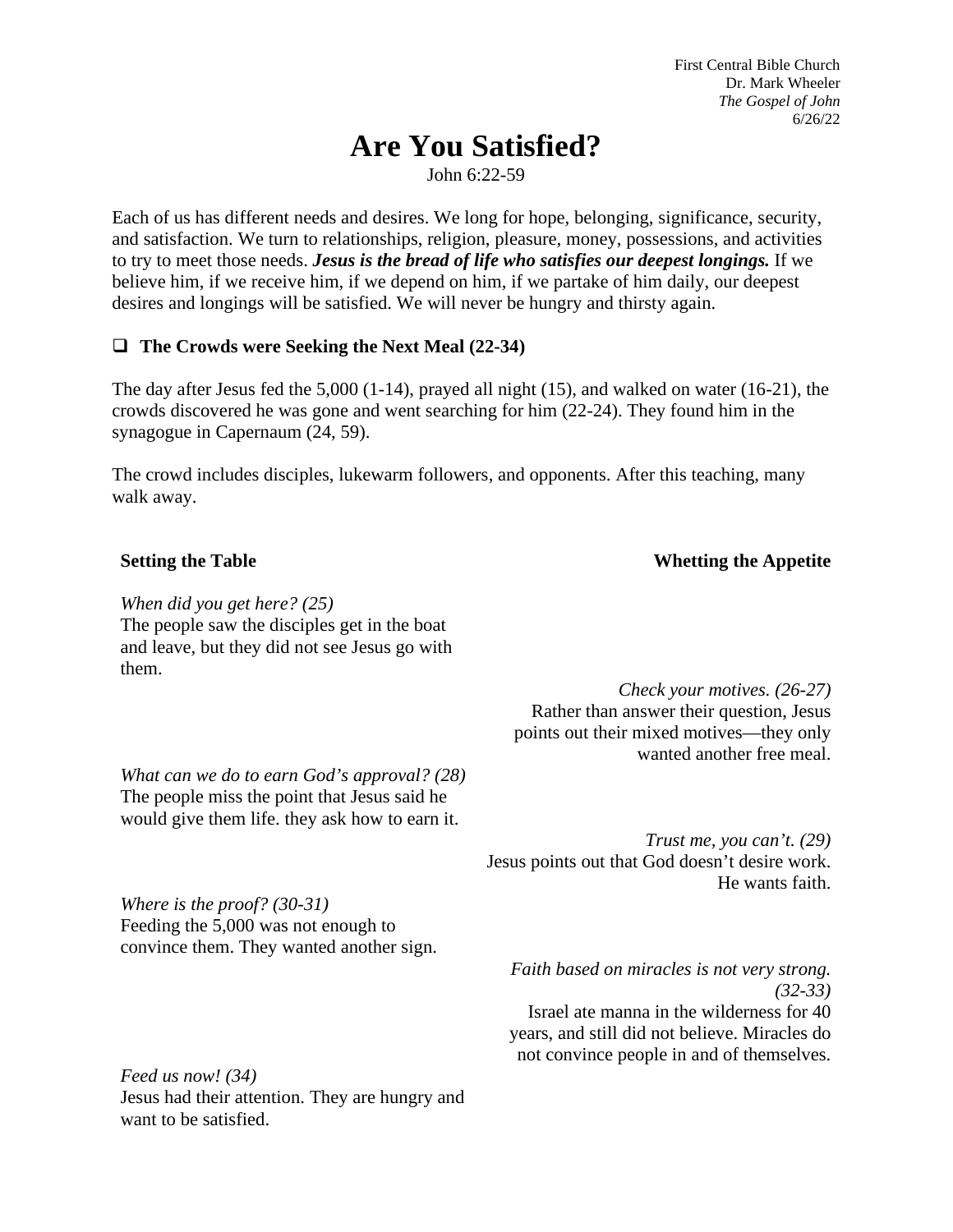First Central Bible Church
Dr. Mark Wheeler
*The Gospel of John*
6/26/22

# Are You Satisfied?

John 6:22-59

Each of us has different needs and desires. We long for hope, belonging, significance, security, and satisfaction. We turn to relationships, religion, pleasure, money, possessions, and activities to try to meet those needs. ***Jesus is the bread of life who satisfies our deepest longings.*** If we believe him, if we receive him, if we depend on him, if we partake of him daily, our deepest desires and longings will be satisfied. We will never be hungry and thirsty again.

## ❑ The Crowds were Seeking the Next Meal (22-34)

The day after Jesus fed the 5,000 (1-14), prayed all night (15), and walked on water (16-21), the crowds discovered he was gone and went searching for him (22-24). They found him in the synagogue in Capernaum (24, 59).

The crowd includes disciples, lukewarm followers, and opponents. After this teaching, many walk away.

**Setting the Table** | **Whetting the Appetite**

*When did you get here? (25)*
The people saw the disciples get in the boat and leave, but they did not see Jesus go with them.

*Check your motives. (26-27)*
Rather than answer their question, Jesus points out their mixed motives—they only wanted another free meal.

*What can we do to earn God's approval? (28)*
The people miss the point that Jesus said he would give them life. they ask how to earn it.

*Trust me, you can't. (29)*
Jesus points out that God doesn't desire work. He wants faith.

*Where is the proof? (30-31)*
Feeding the 5,000 was not enough to convince them. They wanted another sign.

*Faith based on miracles is not very strong. (32-33)*
Israel ate manna in the wilderness for 40 years, and still did not believe. Miracles do not convince people in and of themselves.

*Feed us now! (34)*
Jesus had their attention. They are hungry and want to be satisfied.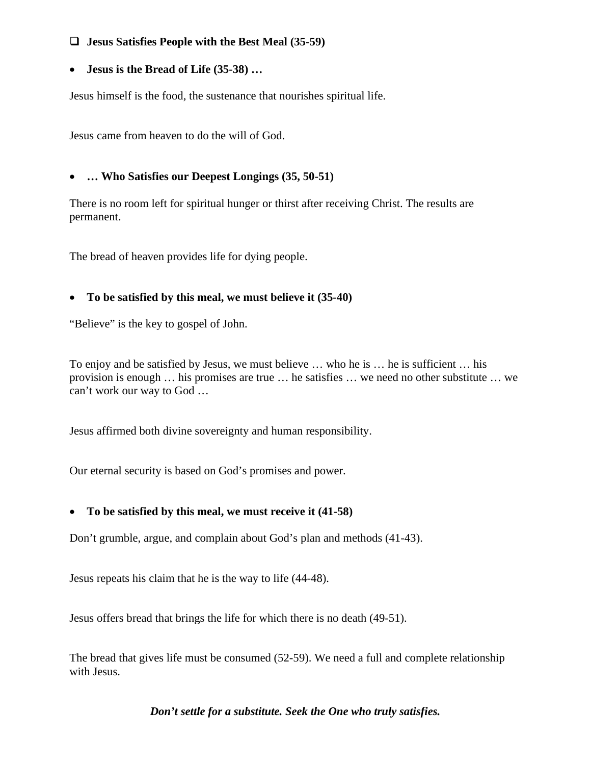- **Jesus Satisfies People with the Best Meal (35-59)**

- **Jesus is the Bread of Life (35-38) …**

Jesus himself is the food, the sustenance that nourishes spiritual life.

Jesus came from heaven to do the will of God.

- **… Who Satisfies our Deepest Longings (35, 50-51)**

There is no room left for spiritual hunger or thirst after receiving Christ. The results are permanent.

The bread of heaven provides life for dying people.

- **To be satisfied by this meal, we must believe it (35-40)**

"Believe" is the key to gospel of John.

To enjoy and be satisfied by Jesus, we must believe … who he is … he is sufficient … his provision is enough … his promises are true … he satisfies … we need no other substitute … we can't work our way to God …

Jesus affirmed both divine sovereignty and human responsibility.

Our eternal security is based on God's promises and power.

- **To be satisfied by this meal, we must receive it (41-58)**

Don't grumble, argue, and complain about God's plan and methods (41-43).

Jesus repeats his claim that he is the way to life (44-48).

Jesus offers bread that brings the life for which there is no death (49-51).

The bread that gives life must be consumed (52-59). We need a full and complete relationship with Jesus.

***Don't settle for a substitute. Seek the One who truly satisfies.***